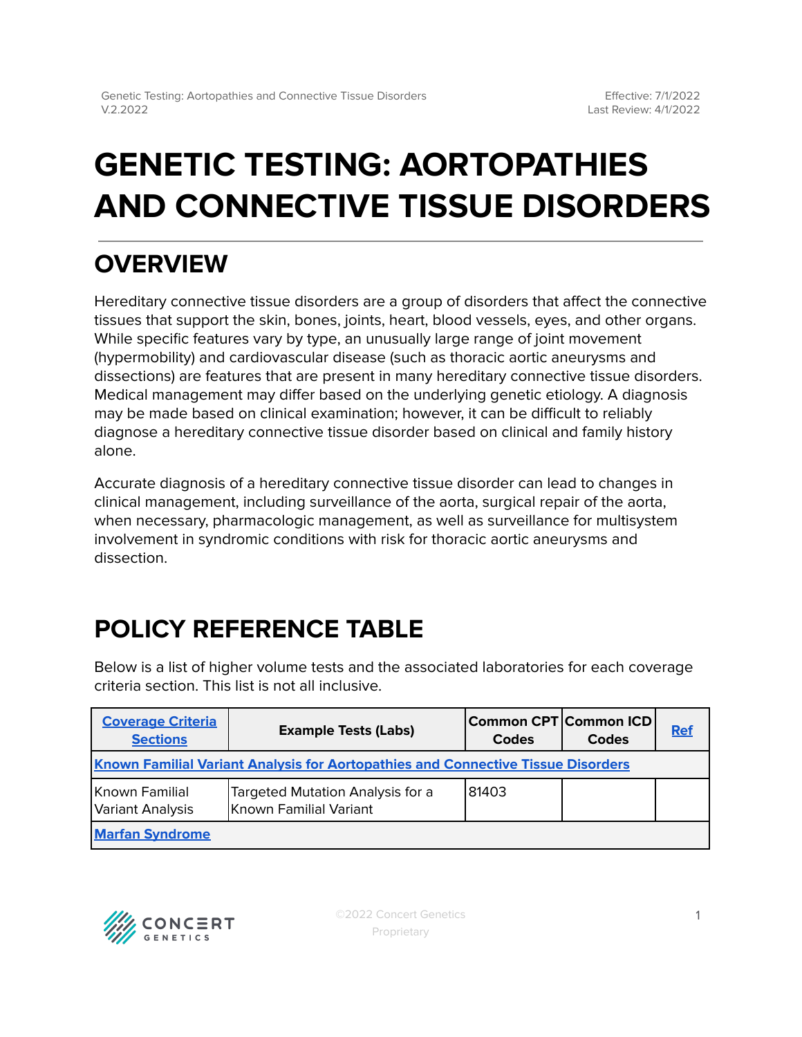# GENETIC TESTING: AORTOPATHIES AND CONNECTIVE TISSUE DISORDERS

## OVERVIEW

Hereditary connective tissue disorders are a group of disorders that affect the connective tissues that support the skin, bones, joints, heart, blood vessels, eyes, and other organs. While specific features vary by type, an unusually large range of joint movement (hypermobility) and cardiovascular disease (such as thoracic aortic aneurysms and dissections) are features that are present in many hereditary connective tissue disorders. Medical management may differ based on the underlying genetic etiology. A diagnosis may be made based on clinical examination; however, it can be difficult to reliably diagnose a hereditary connective tissue disorder based on clinical and family history alone.

Accurate diagnosis of a hereditary connective tissue disorder can lead to changes in clinical management, including surveillance of the aorta, surgical repair of the aorta, when necessary, pharmacologic management, as well as surveillance for multisystem involvement in syndromic conditions with risk for thoracic aortic aneurysms and dissection.

## POLICY REFERENCE TABLE

Below is a list of higher volume tests and the associated laboratories for each coverage criteria section. This list is not all inclusive.

| Coverage Criteria Sections | Example Tests (Labs) | Common CPT Codes | Common ICD Codes | Ref |
|---|---|---|---|---|
| **Known Familial Variant Analysis for Aortopathies and Connective Tissue Disorders** | | | | |
| Known Familial Variant Analysis | Targeted Mutation Analysis for a Known Familial Variant | 81403 | | |
| **Marfan Syndrome** | | | | |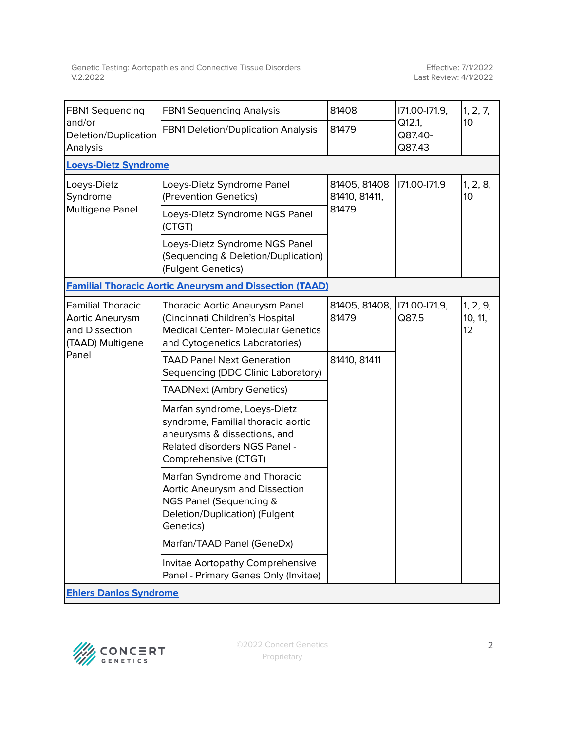| | | | | |
|---|---|---|---|---|
| FBN1 Sequencing and/or Deletion/Duplication Analysis | FBN1 Sequencing Analysis | 81408 | I71.00-I71.9, Q12.1, Q87.40-Q87.43 | 1, 2, 7, 10 |
| | FBN1 Deletion/Duplication Analysis | 81479 | | |
| **Loeys-Dietz Syndrome** | | | | |
| Loeys-Dietz Syndrome Multigene Panel | Loeys-Dietz Syndrome Panel (Prevention Genetics) | 81405, 81408 81410, 81411, 81479 | I71.00-I71.9 | 1, 2, 8, 10 |
| | Loeys-Dietz Syndrome NGS Panel (CTGT) | | | |
| | Loeys-Dietz Syndrome NGS Panel (Sequencing & Deletion/Duplication) (Fulgent Genetics) | | | |
| **Familial Thoracic Aortic Aneurysm and Dissection (TAAD)** | | | | |
| Familial Thoracic Aortic Aneurysm and Dissection (TAAD) Multigene Panel | Thoracic Aortic Aneurysm Panel (Cincinnati Children's Hospital Medical Center- Molecular Genetics and Cytogenetics Laboratories) | 81405, 81408, 81479 | I71.00-I71.9, Q87.5 | 1, 2, 9, 10, 11, 12 |
| | TAAD Panel Next Generation Sequencing (DDC Clinic Laboratory) | 81410, 81411 | | |
| | TAADNext (Ambry Genetics) | | | |
| | Marfan syndrome, Loeys-Dietz syndrome, Familial thoracic aortic aneurysms & dissections, and Related disorders NGS Panel - Comprehensive (CTGT) | | | |
| | Marfan Syndrome and Thoracic Aortic Aneurysm and Dissection NGS Panel (Sequencing & Deletion/Duplication) (Fulgent Genetics) | | | |
| | Marfan/TAAD Panel (GeneDx) | | | |
| | Invitae Aortopathy Comprehensive Panel - Primary Genes Only (Invitae) | | | |
| **Ehlers Danlos Syndrome** | | | | |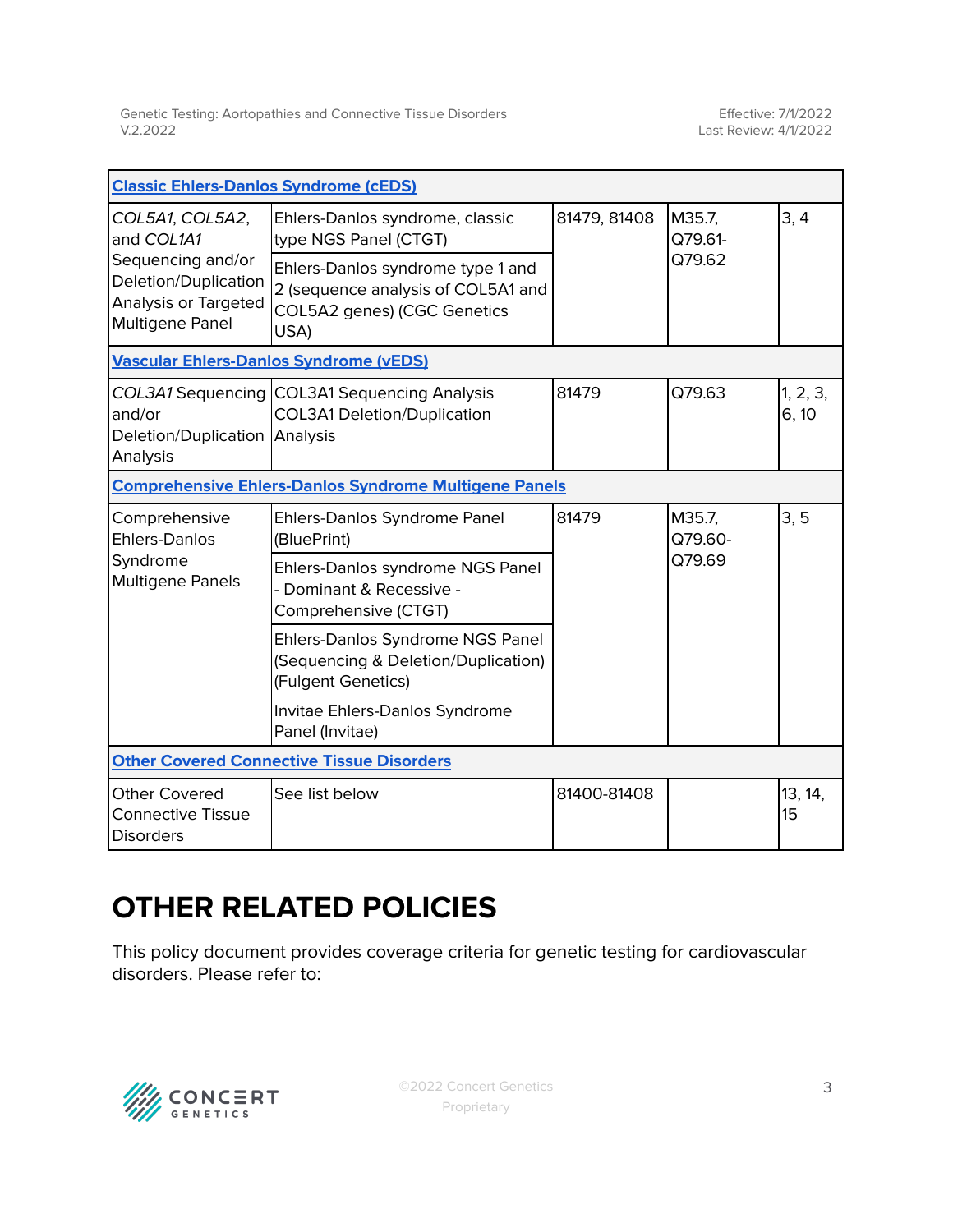| | | | | |
|---|---|---|---|---|
| **Classic Ehlers-Danlos Syndrome (cEDS)** | | | | |
| *COL5A1*, *COL5A2*, and *COL1A1* Sequencing and/or Deletion/Duplication Analysis or Targeted Multigene Panel | Ehlers-Danlos syndrome, classic type NGS Panel (CTGT) | 81479, 81408 | M35.7, Q79.61-Q79.62 | 3, 4 |
| | Ehlers-Danlos syndrome type 1 and 2 (sequence analysis of COL5A1 and COL5A2 genes) (CGC Genetics USA) | | | |
| **Vascular Ehlers-Danlos Syndrome (vEDS)** | | | | |
| *COL3A1* Sequencing and/or Deletion/Duplication Analysis | COL3A1 Sequencing Analysis<br>COL3A1 Deletion/Duplication Analysis | 81479 | Q79.63 | 1, 2, 3, 6, 10 |
| **Comprehensive Ehlers-Danlos Syndrome Multigene Panels** | | | | |
| Comprehensive Ehlers-Danlos Syndrome Multigene Panels | Ehlers-Danlos Syndrome Panel (BluePrint) | 81479 | M35.7, Q79.60-Q79.69 | 3, 5 |
| | Ehlers-Danlos syndrome NGS Panel - Dominant & Recessive - Comprehensive (CTGT) | | | |
| | Ehlers-Danlos Syndrome NGS Panel (Sequencing & Deletion/Duplication) (Fulgent Genetics) | | | |
| | Invitae Ehlers-Danlos Syndrome Panel (Invitae) | | | |
| **Other Covered Connective Tissue Disorders** | | | | |
| Other Covered Connective Tissue Disorders | See list below | 81400-81408 | | 13, 14, 15 |

# OTHER RELATED POLICIES

This policy document provides coverage criteria for genetic testing for cardiovascular disorders. Please refer to: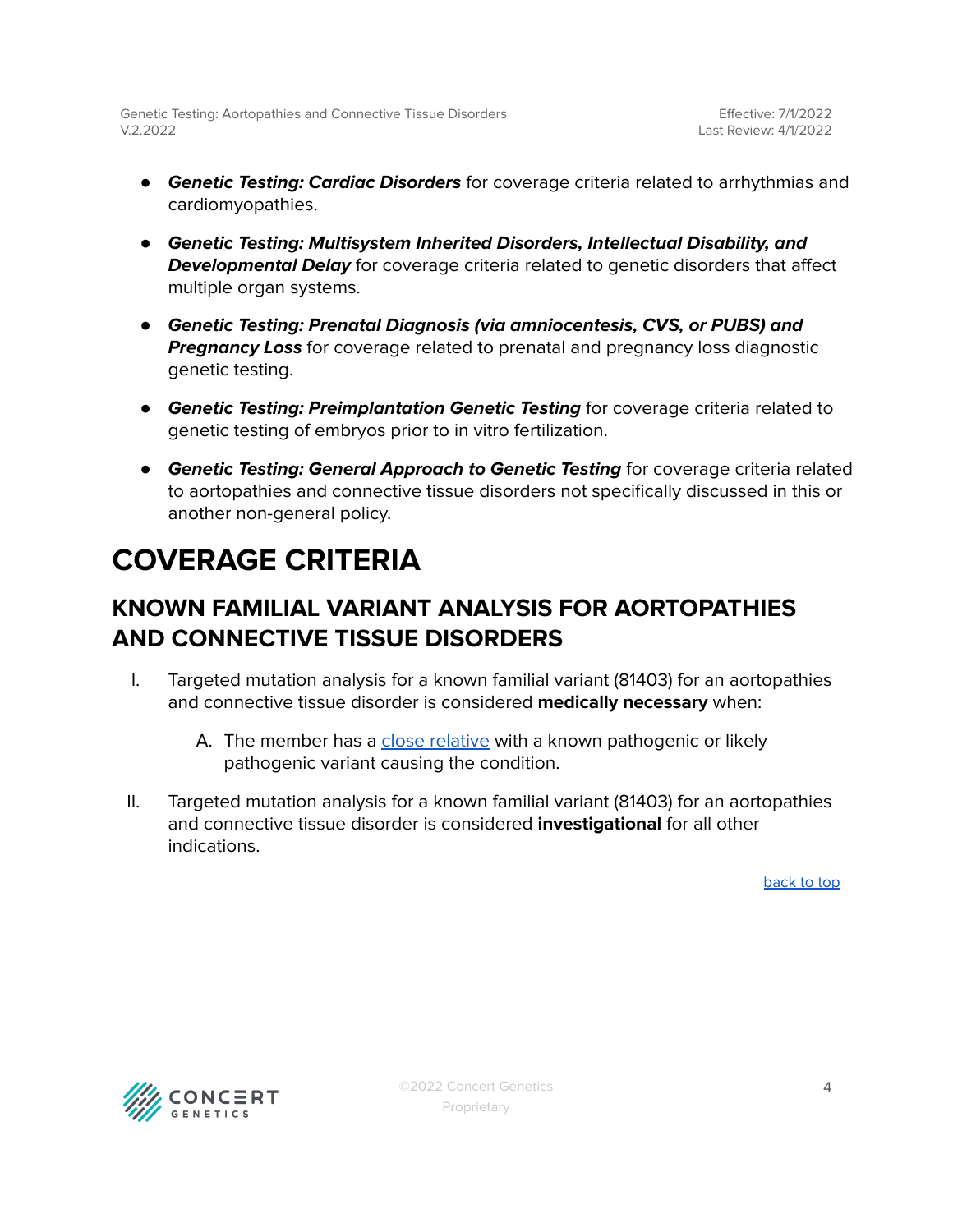- ***Genetic Testing: Cardiac Disorders*** for coverage criteria related to arrhythmias and cardiomyopathies.
- ***Genetic Testing: Multisystem Inherited Disorders, Intellectual Disability, and Developmental Delay*** for coverage criteria related to genetic disorders that affect multiple organ systems.
- ***Genetic Testing: Prenatal Diagnosis (via amniocentesis, CVS, or PUBS) and Pregnancy Loss*** for coverage related to prenatal and pregnancy loss diagnostic genetic testing.
- ***Genetic Testing: Preimplantation Genetic Testing*** for coverage criteria related to genetic testing of embryos prior to in vitro fertilization.
- ***Genetic Testing: General Approach to Genetic Testing*** for coverage criteria related to aortopathies and connective tissue disorders not specifically discussed in this or another non-general policy.

# COVERAGE CRITERIA

## KNOWN FAMILIAL VARIANT ANALYSIS FOR AORTOPATHIES AND CONNECTIVE TISSUE DISORDERS

I. Targeted mutation analysis for a known familial variant (81403) for an aortopathies and connective tissue disorder is considered **medically necessary** when:

   A. The member has a close relative with a known pathogenic or likely pathogenic variant causing the condition.

II. Targeted mutation analysis for a known familial variant (81403) for an aortopathies and connective tissue disorder is considered **investigational** for all other indications.

back to top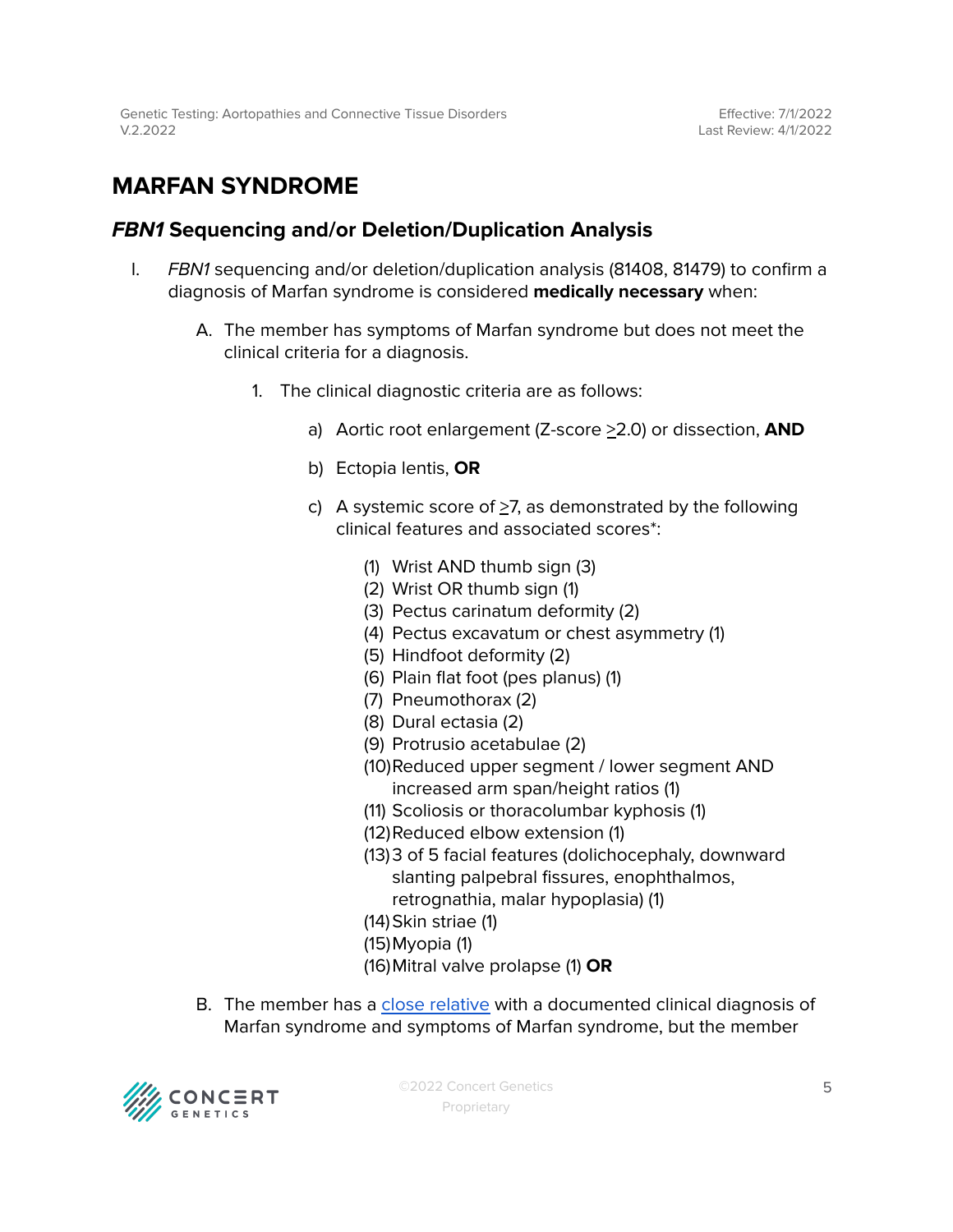# MARFAN SYNDROME

## *FBN1* Sequencing and/or Deletion/Duplication Analysis

I. *FBN1* sequencing and/or deletion/duplication analysis (81408, 81479) to confirm a diagnosis of Marfan syndrome is considered **medically necessary** when:

   A. The member has symptoms of Marfan syndrome but does not meet the clinical criteria for a diagnosis.

      1. The clinical diagnostic criteria are as follows:

         a) Aortic root enlargement (Z-score ≥2.0) or dissection, **AND**

         b) Ectopia lentis, **OR**

         c) A systemic score of ≥7, as demonstrated by the following clinical features and associated scores*:

            (1) Wrist AND thumb sign (3)
            (2) Wrist OR thumb sign (1)
            (3) Pectus carinatum deformity (2)
            (4) Pectus excavatum or chest asymmetry (1)
            (5) Hindfoot deformity (2)
            (6) Plain flat foot (pes planus) (1)
            (7) Pneumothorax (2)
            (8) Dural ectasia (2)
            (9) Protrusio acetabulae (2)
            (10) Reduced upper segment / lower segment AND increased arm span/height ratios (1)
            (11) Scoliosis or thoracolumbar kyphosis (1)
            (12) Reduced elbow extension (1)
            (13) 3 of 5 facial features (dolichocephaly, downward slanting palpebral fissures, enophthalmos, retrognathia, malar hypoplasia) (1)
            (14) Skin striae (1)
            (15) Myopia (1)
            (16) Mitral valve prolapse (1) **OR**

   B. The member has a close relative with a documented clinical diagnosis of Marfan syndrome and symptoms of Marfan syndrome, but the member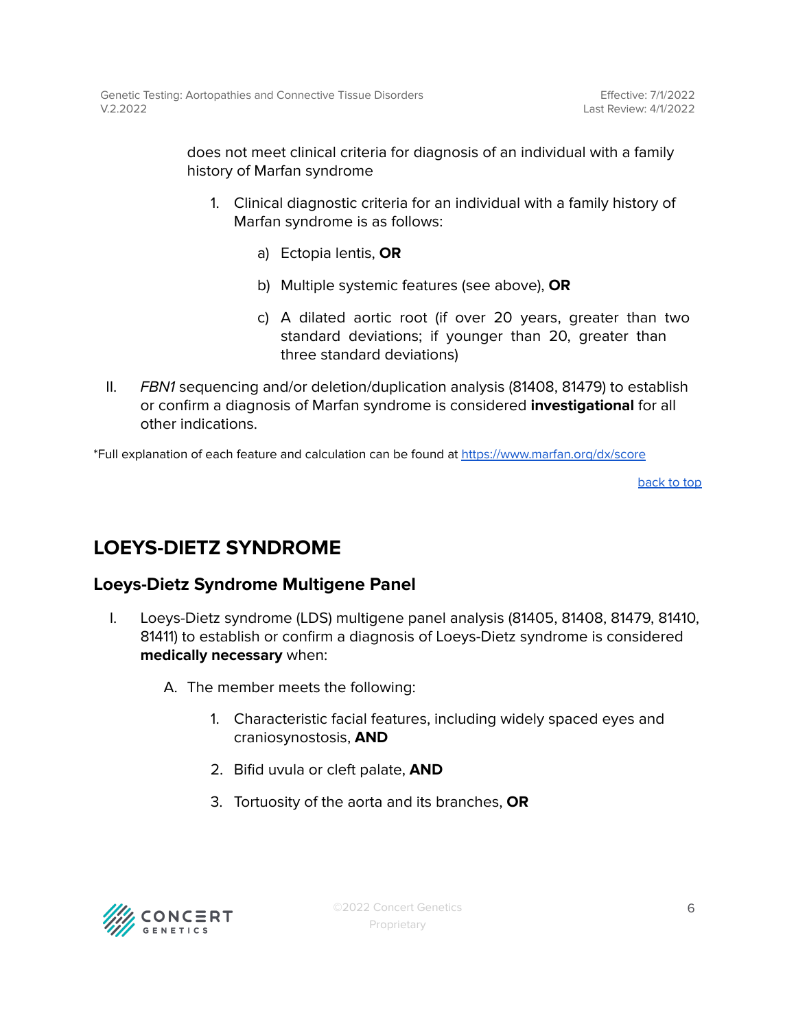does not meet clinical criteria for diagnosis of an individual with a family history of Marfan syndrome

1. Clinical diagnostic criteria for an individual with a family history of Marfan syndrome is as follows:

    a) Ectopia lentis, **OR**

    b) Multiple systemic features (see above), **OR**

    c) A dilated aortic root (if over 20 years, greater than two standard deviations; if younger than 20, greater than three standard deviations)

II. *FBN1* sequencing and/or deletion/duplication analysis (81408, 81479) to establish or confirm a diagnosis of Marfan syndrome is considered **investigational** for all other indications.

*Full explanation of each feature and calculation can be found at https://www.marfan.org/dx/score

back to top

## LOEYS-DIETZ SYNDROME

### Loeys-Dietz Syndrome Multigene Panel

I. Loeys-Dietz syndrome (LDS) multigene panel analysis (81405, 81408, 81479, 81410, 81411) to establish or confirm a diagnosis of Loeys-Dietz syndrome is considered **medically necessary** when:

   A. The member meets the following:

      1. Characteristic facial features, including widely spaced eyes and craniosynostosis, **AND**

      2. Bifid uvula or cleft palate, **AND**

      3. Tortuosity of the aorta and its branches, **OR**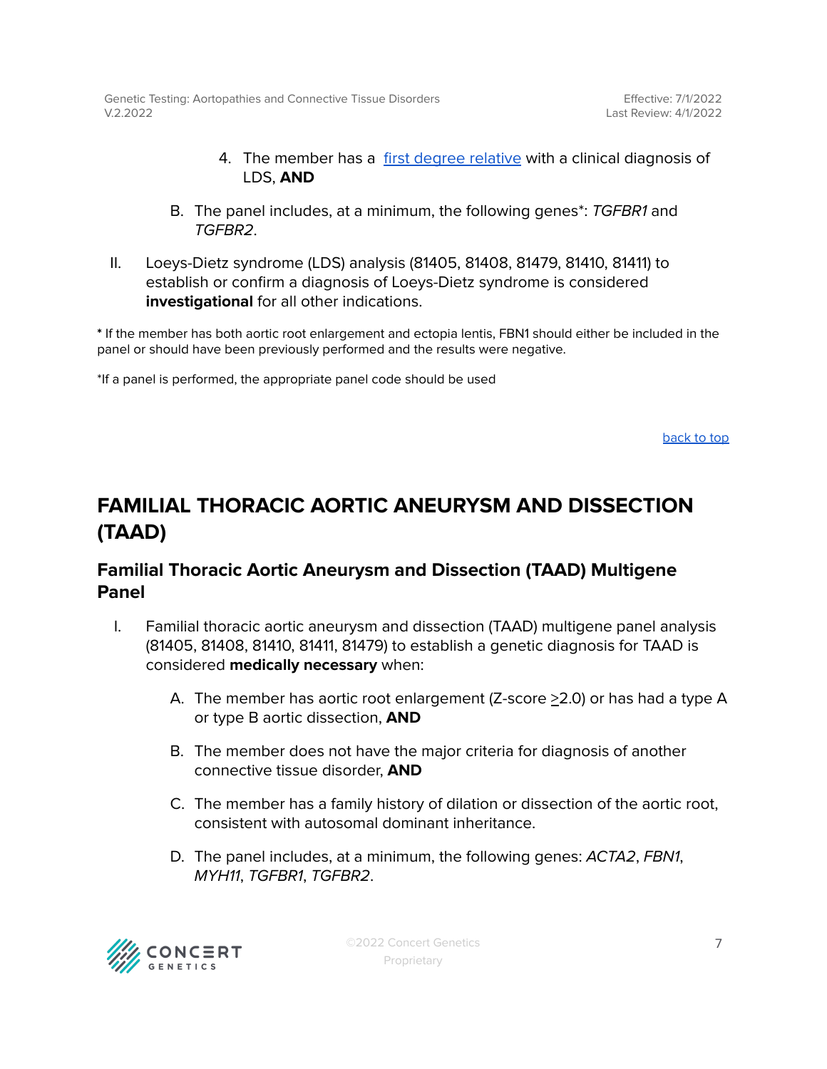4. The member has a [first degree relative](#) with a clinical diagnosis of LDS, **AND**

B. The panel includes, at a minimum, the following genes*: *TGFBR1* and *TGFBR2*.

II. Loeys-Dietz syndrome (LDS) analysis (81405, 81408, 81479, 81410, 81411) to establish or confirm a diagnosis of Loeys-Dietz syndrome is considered **investigational** for all other indications.

* If the member has both aortic root enlargement and ectopia lentis, FBN1 should either be included in the panel or should have been previously performed and the results were negative.

*If a panel is performed, the appropriate panel code should be used

[back to top](#)

# FAMILIAL THORACIC AORTIC ANEURYSM AND DISSECTION (TAAD)

## Familial Thoracic Aortic Aneurysm and Dissection (TAAD) Multigene Panel

I. Familial thoracic aortic aneurysm and dissection (TAAD) multigene panel analysis (81405, 81408, 81410, 81411, 81479) to establish a genetic diagnosis for TAAD is considered **medically necessary** when:

A. The member has aortic root enlargement (Z-score $\geq$2.0) or has had a type A or type B aortic dissection, **AND**

B. The member does not have the major criteria for diagnosis of another connective tissue disorder, **AND**

C. The member has a family history of dilation or dissection of the aortic root, consistent with autosomal dominant inheritance.

D. The panel includes, at a minimum, the following genes: *ACTA2*, *FBN1*, *MYH11*, *TGFBR1*, *TGFBR2*.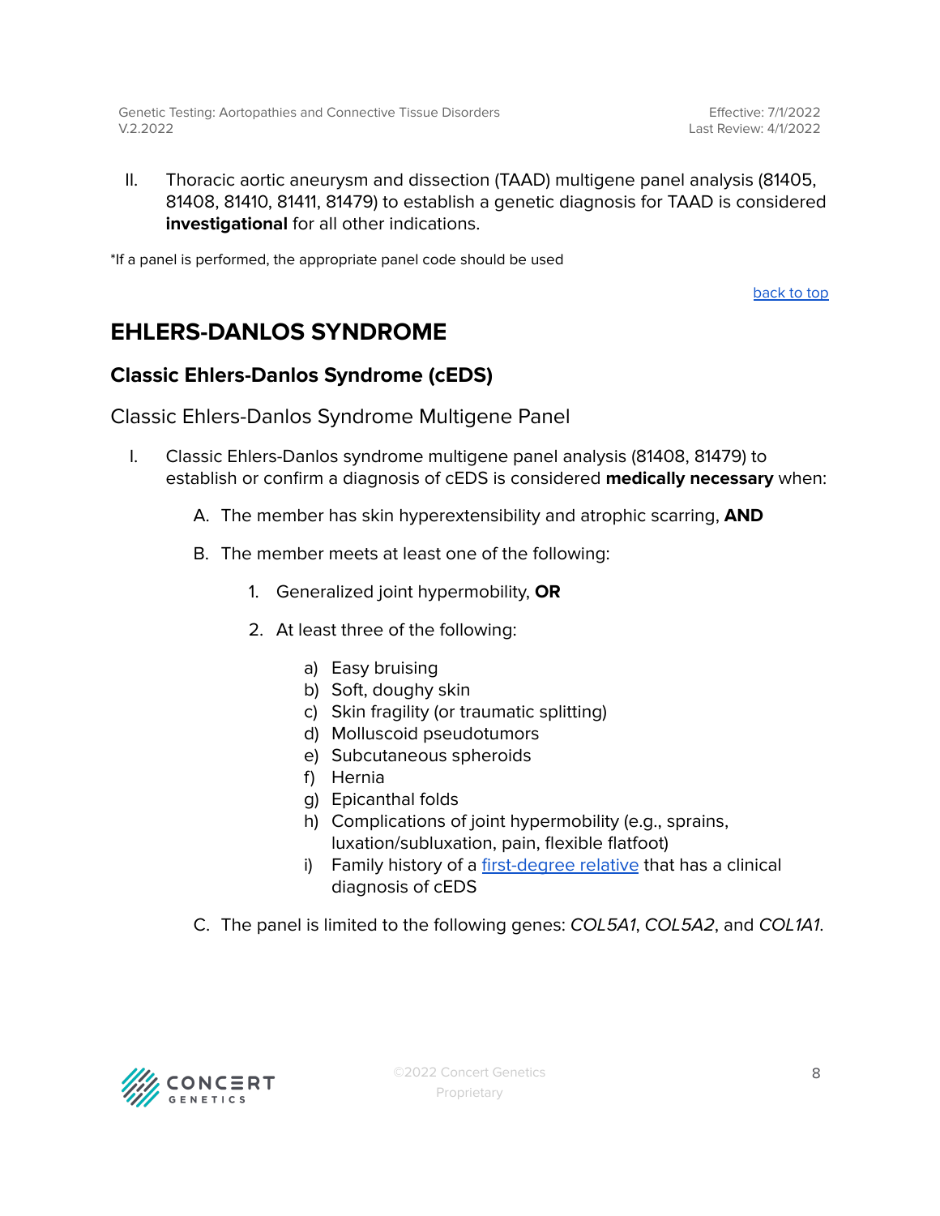II. Thoracic aortic aneurysm and dissection (TAAD) multigene panel analysis (81405, 81408, 81410, 81411, 81479) to establish a genetic diagnosis for TAAD is considered **investigational** for all other indications.

*If a panel is performed, the appropriate panel code should be used

back to top

## EHLERS-DANLOS SYNDROME

### Classic Ehlers-Danlos Syndrome (cEDS)

Classic Ehlers-Danlos Syndrome Multigene Panel

I. Classic Ehlers-Danlos syndrome multigene panel analysis (81408, 81479) to establish or confirm a diagnosis of cEDS is considered **medically necessary** when:

   A. The member has skin hyperextensibility and atrophic scarring, **AND**

   B. The member meets at least one of the following:

      1. Generalized joint hypermobility, **OR**

      2. At least three of the following:

         a) Easy bruising
         b) Soft, doughy skin
         c) Skin fragility (or traumatic splitting)
         d) Molluscoid pseudotumors
         e) Subcutaneous spheroids
         f) Hernia
         g) Epicanthal folds
         h) Complications of joint hypermobility (e.g., sprains, luxation/subluxation, pain, flexible flatfoot)
         i) Family history of a first-degree relative that has a clinical diagnosis of cEDS

   C. The panel is limited to the following genes: *COL5A1*, *COL5A2*, and *COL1A1*.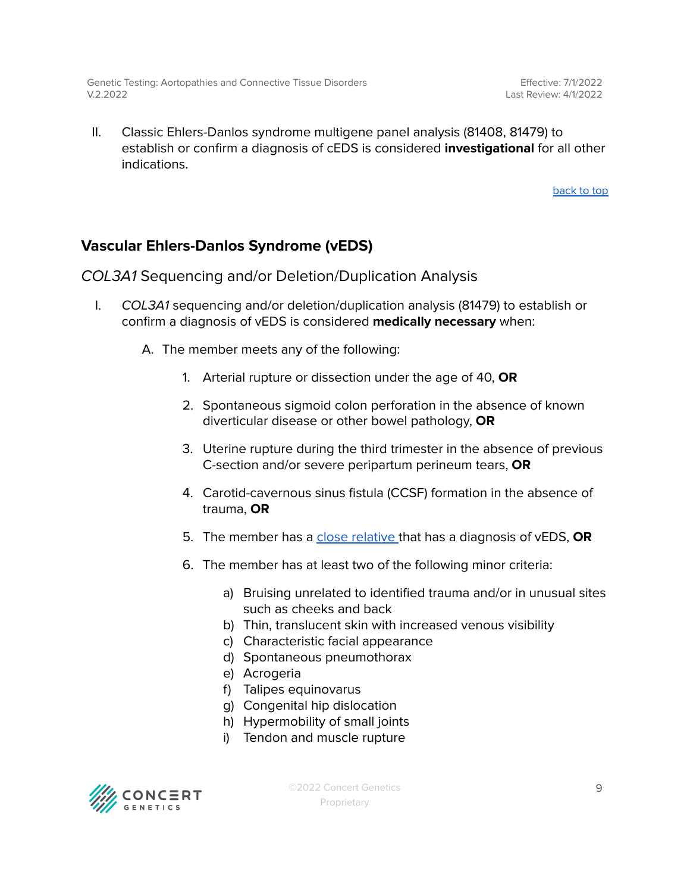II. Classic Ehlers-Danlos syndrome multigene panel analysis (81408, 81479) to establish or confirm a diagnosis of cEDS is considered **investigational** for all other indications.

back to top

## Vascular Ehlers-Danlos Syndrome (vEDS)

### *COL3A1* Sequencing and/or Deletion/Duplication Analysis

I. *COL3A1* sequencing and/or deletion/duplication analysis (81479) to establish or confirm a diagnosis of vEDS is considered **medically necessary** when:

   A. The member meets any of the following:

      1. Arterial rupture or dissection under the age of 40, **OR**
      2. Spontaneous sigmoid colon perforation in the absence of known diverticular disease or other bowel pathology, **OR**
      3. Uterine rupture during the third trimester in the absence of previous C-section and/or severe peripartum perineum tears, **OR**
      4. Carotid-cavernous sinus fistula (CCSF) formation in the absence of trauma, **OR**
      5. The member has a close relative that has a diagnosis of vEDS, **OR**
      6. The member has at least two of the following minor criteria:
         a) Bruising unrelated to identified trauma and/or in unusual sites such as cheeks and back
         b) Thin, translucent skin with increased venous visibility
         c) Characteristic facial appearance
         d) Spontaneous pneumothorax
         e) Acrogeria
         f) Talipes equinovarus
         g) Congenital hip dislocation
         h) Hypermobility of small joints
         i) Tendon and muscle rupture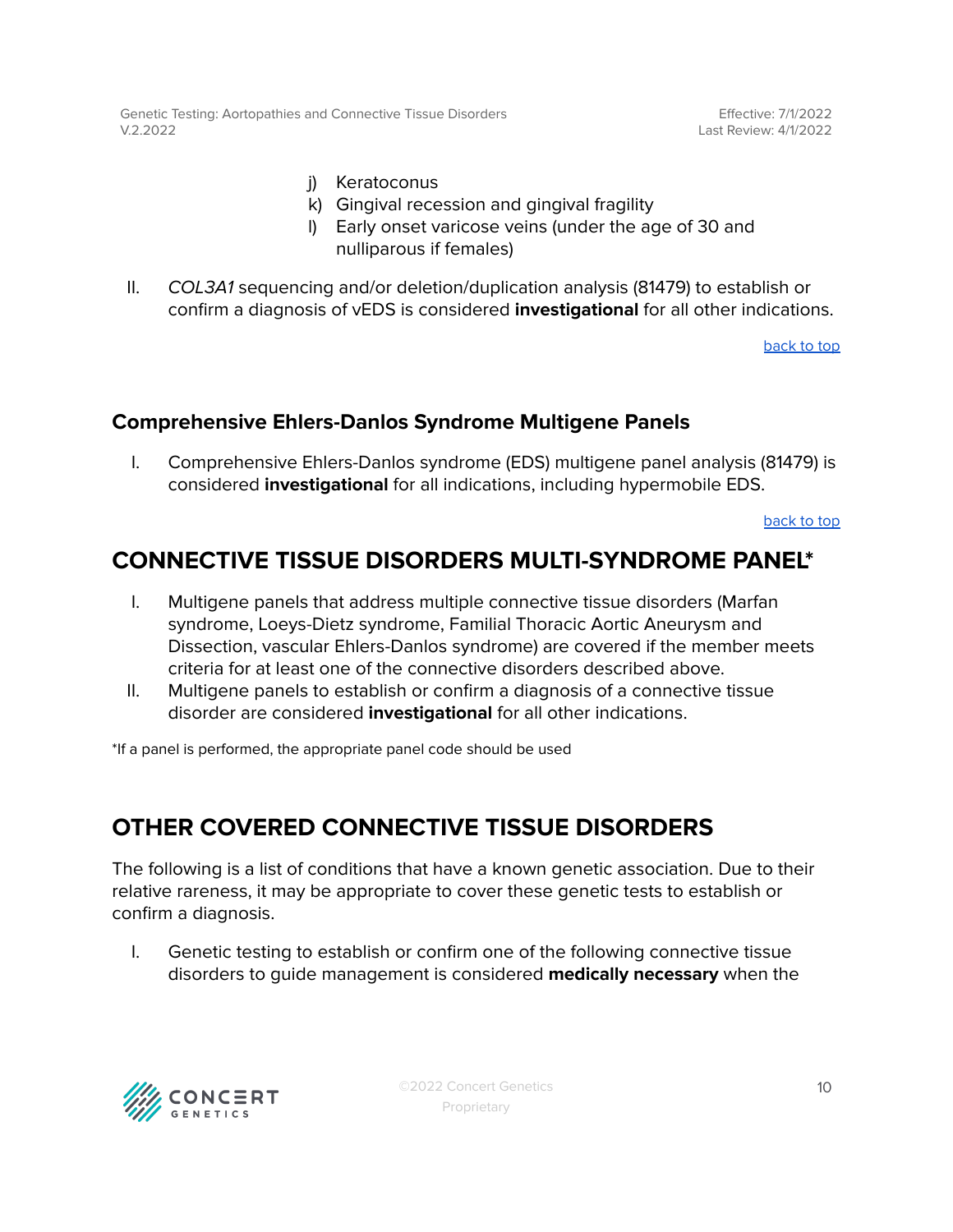j) Keratoconus
k) Gingival recession and gingival fragility
l) Early onset varicose veins (under the age of 30 and nulliparous if females)

II. *COL3A1* sequencing and/or deletion/duplication analysis (81479) to establish or confirm a diagnosis of vEDS is considered **investigational** for all other indications.

back to top

### Comprehensive Ehlers-Danlos Syndrome Multigene Panels

I. Comprehensive Ehlers-Danlos syndrome (EDS) multigene panel analysis (81479) is considered **investigational** for all indications, including hypermobile EDS.

back to top

## CONNECTIVE TISSUE DISORDERS MULTI-SYNDROME PANEL*

I. Multigene panels that address multiple connective tissue disorders (Marfan syndrome, Loeys-Dietz syndrome, Familial Thoracic Aortic Aneurysm and Dissection, vascular Ehlers-Danlos syndrome) are covered if the member meets criteria for at least one of the connective disorders described above.
II. Multigene panels to establish or confirm a diagnosis of a connective tissue disorder are considered **investigational** for all other indications.

*If a panel is performed, the appropriate panel code should be used

## OTHER COVERED CONNECTIVE TISSUE DISORDERS

The following is a list of conditions that have a known genetic association. Due to their relative rareness, it may be appropriate to cover these genetic tests to establish or confirm a diagnosis.

I. Genetic testing to establish or confirm one of the following connective tissue disorders to guide management is considered **medically necessary** when the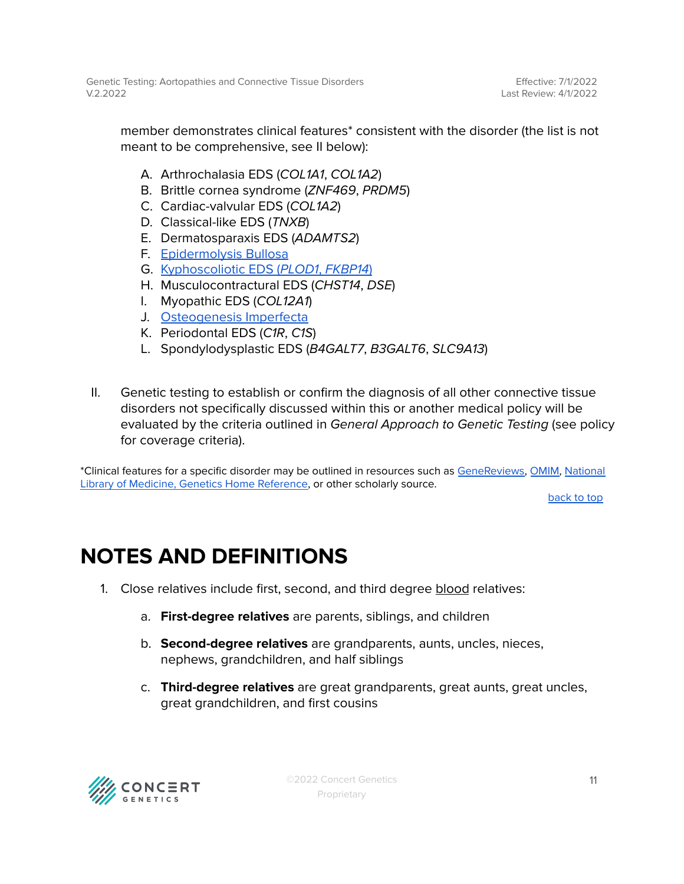member demonstrates clinical features* consistent with the disorder (the list is not meant to be comprehensive, see II below):

A. Arthrochalasia EDS (*COL1A1*, *COL1A2*)
B. Brittle cornea syndrome (*ZNF469*, *PRDM5*)
C. Cardiac-valvular EDS (*COL1A2*)
D. Classical-like EDS (*TNXB*)
E. Dermatosparaxis EDS (*ADAMTS2*)
F. Epidermolysis Bullosa
G. Kyphoscoliotic EDS (*PLOD1*, *FKBP14*)
H. Musculocontractural EDS (*CHST14*, *DSE*)
I. Myopathic EDS (*COL12A1*)
J. Osteogenesis Imperfecta
K. Periodontal EDS (*C1R*, *C1S*)
L. Spondylodysplastic EDS (*B4GALT7*, *B3GALT6*, *SLC9A13*)

II. Genetic testing to establish or confirm the diagnosis of all other connective tissue disorders not specifically discussed within this or another medical policy will be evaluated by the criteria outlined in *General Approach to Genetic Testing* (see policy for coverage criteria).

*Clinical features for a specific disorder may be outlined in resources such as GeneReviews, OMIM, National Library of Medicine, Genetics Home Reference, or other scholarly source.

back to top

# NOTES AND DEFINITIONS

1. Close relatives include first, second, and third degree blood relatives:
   a. **First-degree relatives** are parents, siblings, and children
   b. **Second-degree relatives** are grandparents, aunts, uncles, nieces, nephews, grandchildren, and half siblings
   c. **Third-degree relatives** are great grandparents, great aunts, great uncles, great grandchildren, and first cousins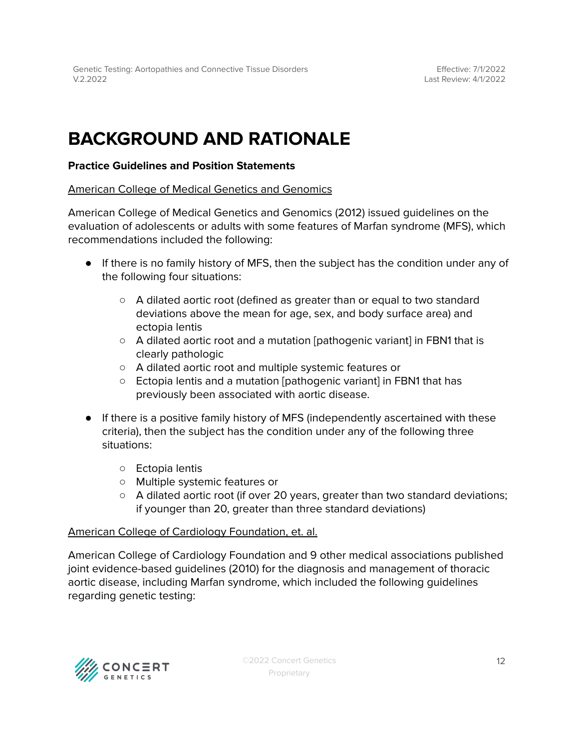# BACKGROUND AND RATIONALE

**Practice Guidelines and Position Statements**

American College of Medical Genetics and Genomics

American College of Medical Genetics and Genomics (2012) issued guidelines on the evaluation of adolescents or adults with some features of Marfan syndrome (MFS), which recommendations included the following:

- If there is no family history of MFS, then the subject has the condition under any of the following four situations:
  - A dilated aortic root (defined as greater than or equal to two standard deviations above the mean for age, sex, and body surface area) and ectopia lentis
  - A dilated aortic root and a mutation [pathogenic variant] in FBN1 that is clearly pathologic
  - A dilated aortic root and multiple systemic features or
  - Ectopia lentis and a mutation [pathogenic variant] in FBN1 that has previously been associated with aortic disease.
- If there is a positive family history of MFS (independently ascertained with these criteria), then the subject has the condition under any of the following three situations:
  - Ectopia lentis
  - Multiple systemic features or
  - A dilated aortic root (if over 20 years, greater than two standard deviations; if younger than 20, greater than three standard deviations)

American College of Cardiology Foundation, et. al.

American College of Cardiology Foundation and 9 other medical associations published joint evidence-based guidelines (2010) for the diagnosis and management of thoracic aortic disease, including Marfan syndrome, which included the following guidelines regarding genetic testing: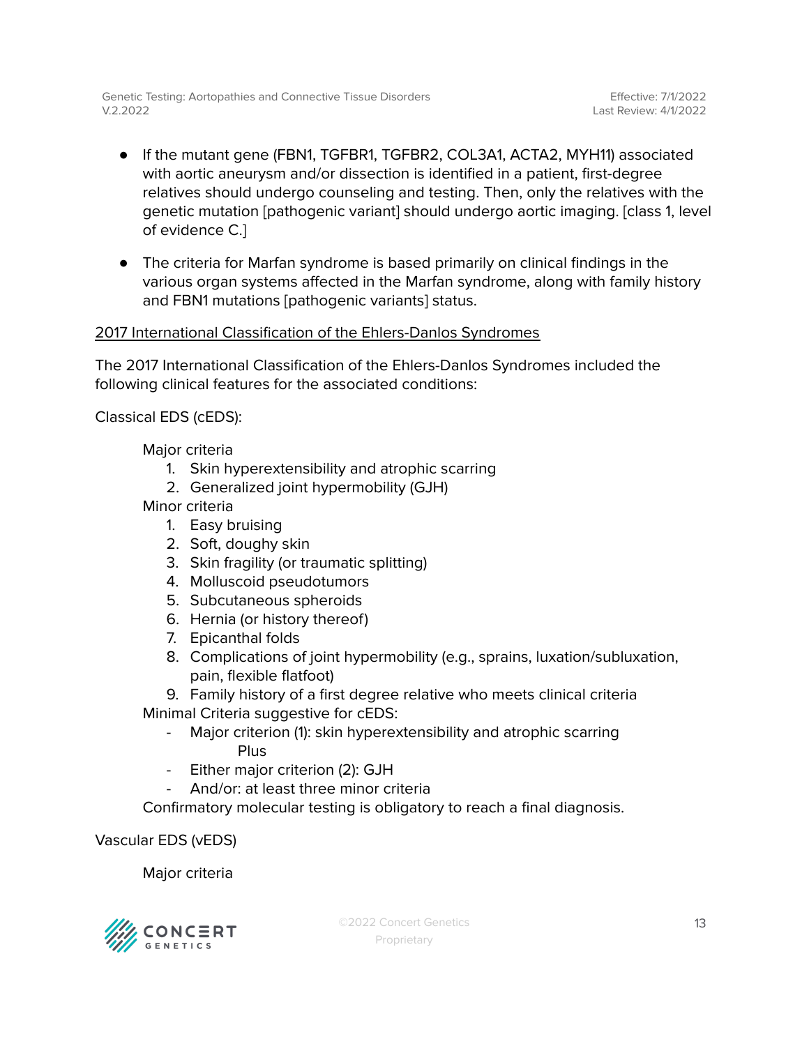- If the mutant gene (FBN1, TGFBR1, TGFBR2, COL3A1, ACTA2, MYH11) associated with aortic aneurysm and/or dissection is identified in a patient, first-degree relatives should undergo counseling and testing. Then, only the relatives with the genetic mutation [pathogenic variant] should undergo aortic imaging. [class 1, level of evidence C.]

- The criteria for Marfan syndrome is based primarily on clinical findings in the various organ systems affected in the Marfan syndrome, along with family history and FBN1 mutations [pathogenic variants] status.

<u>2017 International Classification of the Ehlers-Danlos Syndromes</u>

The 2017 International Classification of the Ehlers-Danlos Syndromes included the following clinical features for the associated conditions:

Classical EDS (cEDS):

Major criteria
1. Skin hyperextensibility and atrophic scarring
2. Generalized joint hypermobility (GJH)

Minor criteria
1. Easy bruising
2. Soft, doughy skin
3. Skin fragility (or traumatic splitting)
4. Molluscoid pseudotumors
5. Subcutaneous spheroids
6. Hernia (or history thereof)
7. Epicanthal folds
8. Complications of joint hypermobility (e.g., sprains, luxation/subluxation, pain, flexible flatfoot)
9. Family history of a first degree relative who meets clinical criteria

Minimal Criteria suggestive for cEDS:
- Major criterion (1): skin hyperextensibility and atrophic scarring
  Plus
- Either major criterion (2): GJH
- And/or: at least three minor criteria

Confirmatory molecular testing is obligatory to reach a final diagnosis.

Vascular EDS (vEDS)

Major criteria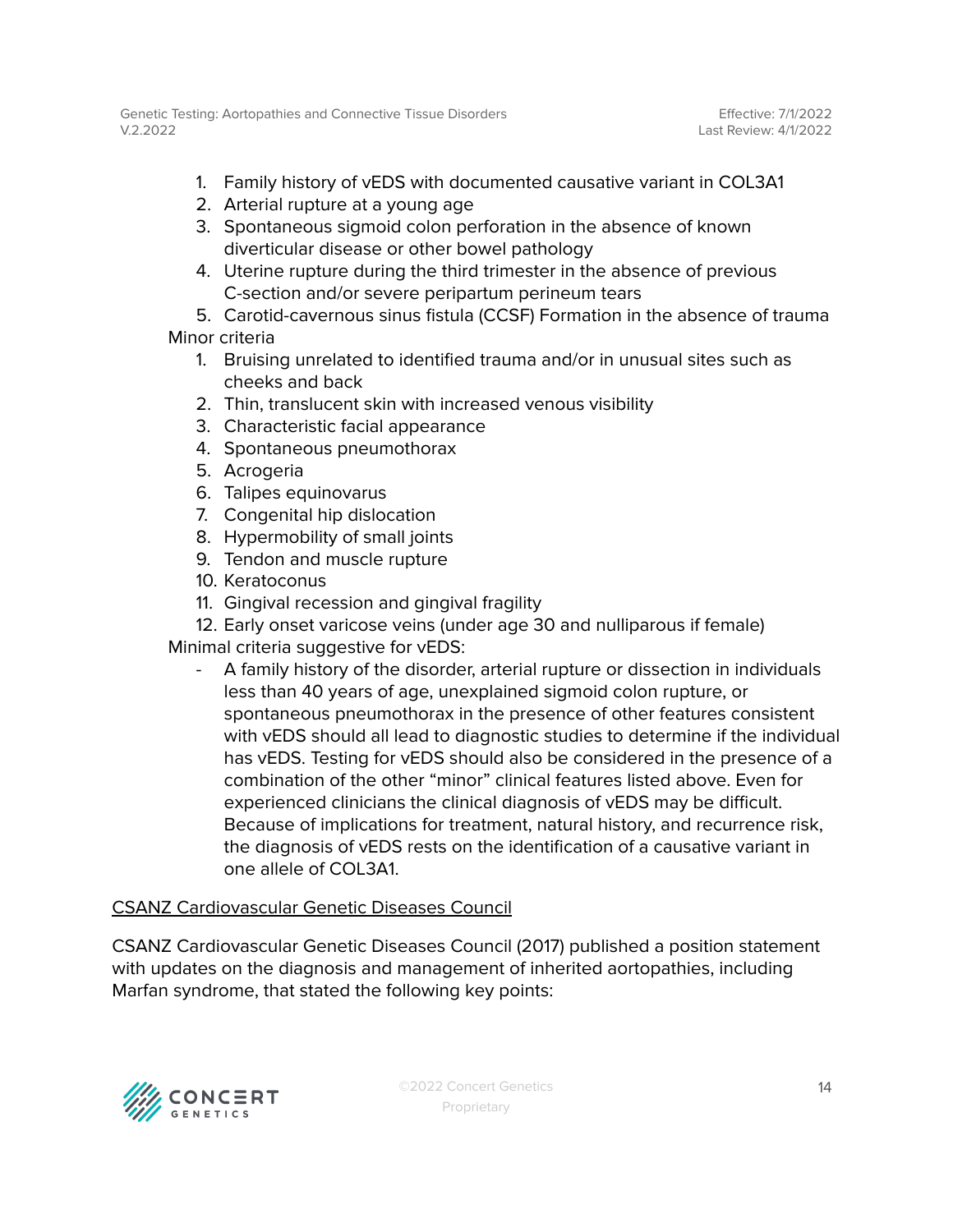1. Family history of vEDS with documented causative variant in COL3A1
2. Arterial rupture at a young age
3. Spontaneous sigmoid colon perforation in the absence of known diverticular disease or other bowel pathology
4. Uterine rupture during the third trimester in the absence of previous C-section and/or severe peripartum perineum tears
5. Carotid-cavernous sinus fistula (CCSF) Formation in the absence of trauma

Minor criteria

1. Bruising unrelated to identified trauma and/or in unusual sites such as cheeks and back
2. Thin, translucent skin with increased venous visibility
3. Characteristic facial appearance
4. Spontaneous pneumothorax
5. Acrogeria
6. Talipes equinovarus
7. Congenital hip dislocation
8. Hypermobility of small joints
9. Tendon and muscle rupture
10. Keratoconus
11. Gingival recession and gingival fragility
12. Early onset varicose veins (under age 30 and nulliparous if female)

Minimal criteria suggestive for vEDS:

- A family history of the disorder, arterial rupture or dissection in individuals less than 40 years of age, unexplained sigmoid colon rupture, or spontaneous pneumothorax in the presence of other features consistent with vEDS should all lead to diagnostic studies to determine if the individual has vEDS. Testing for vEDS should also be considered in the presence of a combination of the other "minor" clinical features listed above. Even for experienced clinicians the clinical diagnosis of vEDS may be difficult. Because of implications for treatment, natural history, and recurrence risk, the diagnosis of vEDS rests on the identification of a causative variant in one allele of COL3A1.

CSANZ Cardiovascular Genetic Diseases Council

CSANZ Cardiovascular Genetic Diseases Council (2017) published a position statement with updates on the diagnosis and management of inherited aortopathies, including Marfan syndrome, that stated the following key points: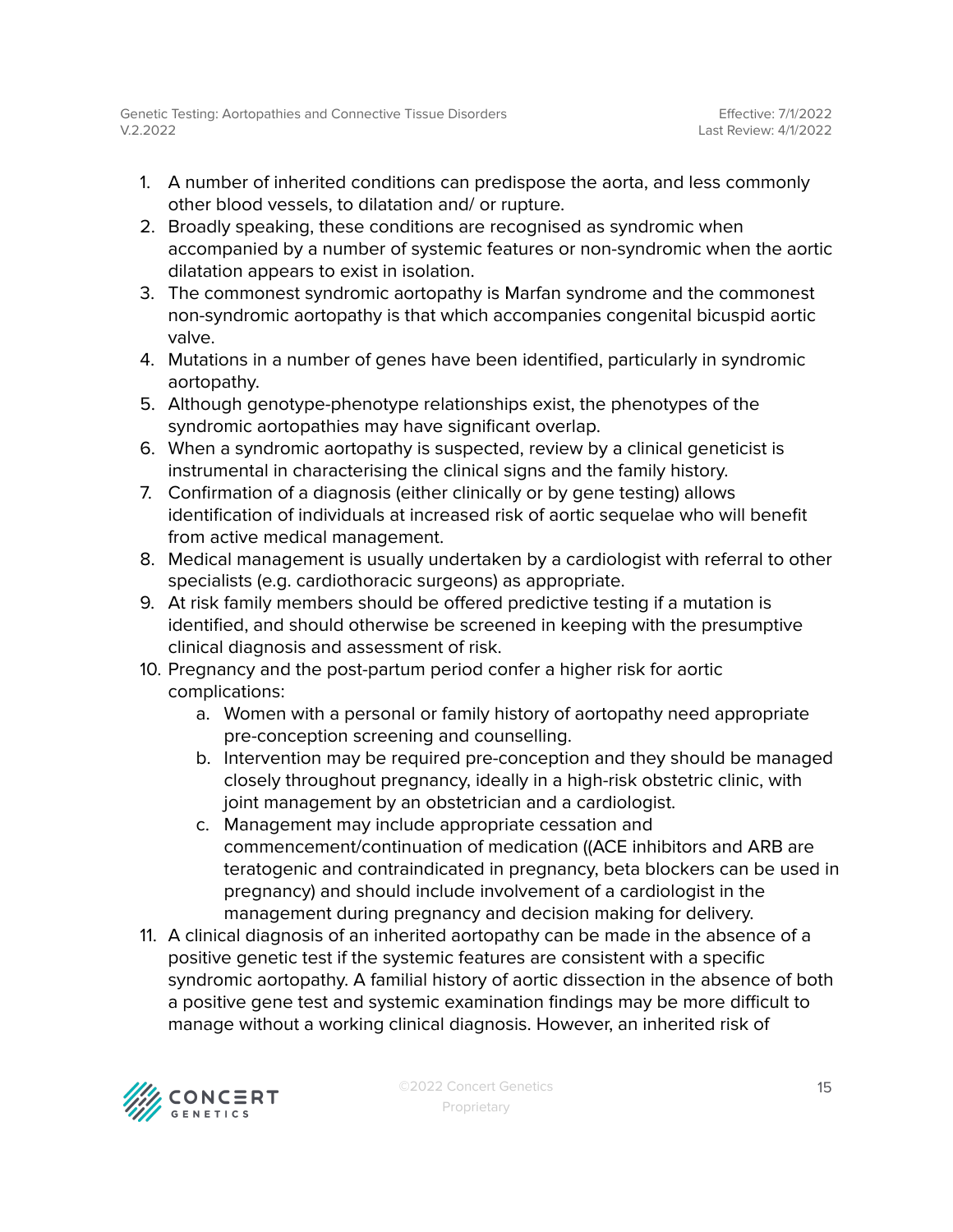1. A number of inherited conditions can predispose the aorta, and less commonly other blood vessels, to dilatation and/ or rupture.
2. Broadly speaking, these conditions are recognised as syndromic when accompanied by a number of systemic features or non-syndromic when the aortic dilatation appears to exist in isolation.
3. The commonest syndromic aortopathy is Marfan syndrome and the commonest non-syndromic aortopathy is that which accompanies congenital bicuspid aortic valve.
4. Mutations in a number of genes have been identified, particularly in syndromic aortopathy.
5. Although genotype-phenotype relationships exist, the phenotypes of the syndromic aortopathies may have significant overlap.
6. When a syndromic aortopathy is suspected, review by a clinical geneticist is instrumental in characterising the clinical signs and the family history.
7. Confirmation of a diagnosis (either clinically or by gene testing) allows identification of individuals at increased risk of aortic sequelae who will benefit from active medical management.
8. Medical management is usually undertaken by a cardiologist with referral to other specialists (e.g. cardiothoracic surgeons) as appropriate.
9. At risk family members should be offered predictive testing if a mutation is identified, and should otherwise be screened in keeping with the presumptive clinical diagnosis and assessment of risk.
10. Pregnancy and the post-partum period confer a higher risk for aortic complications:
    a. Women with a personal or family history of aortopathy need appropriate pre-conception screening and counselling.
    b. Intervention may be required pre-conception and they should be managed closely throughout pregnancy, ideally in a high-risk obstetric clinic, with joint management by an obstetrician and a cardiologist.
    c. Management may include appropriate cessation and commencement/continuation of medication ((ACE inhibitors and ARB are teratogenic and contraindicated in pregnancy, beta blockers can be used in pregnancy) and should include involvement of a cardiologist in the management during pregnancy and decision making for delivery.
11. A clinical diagnosis of an inherited aortopathy can be made in the absence of a positive genetic test if the systemic features are consistent with a specific syndromic aortopathy. A familial history of aortic dissection in the absence of both a positive gene test and systemic examination findings may be more difficult to manage without a working clinical diagnosis. However, an inherited risk of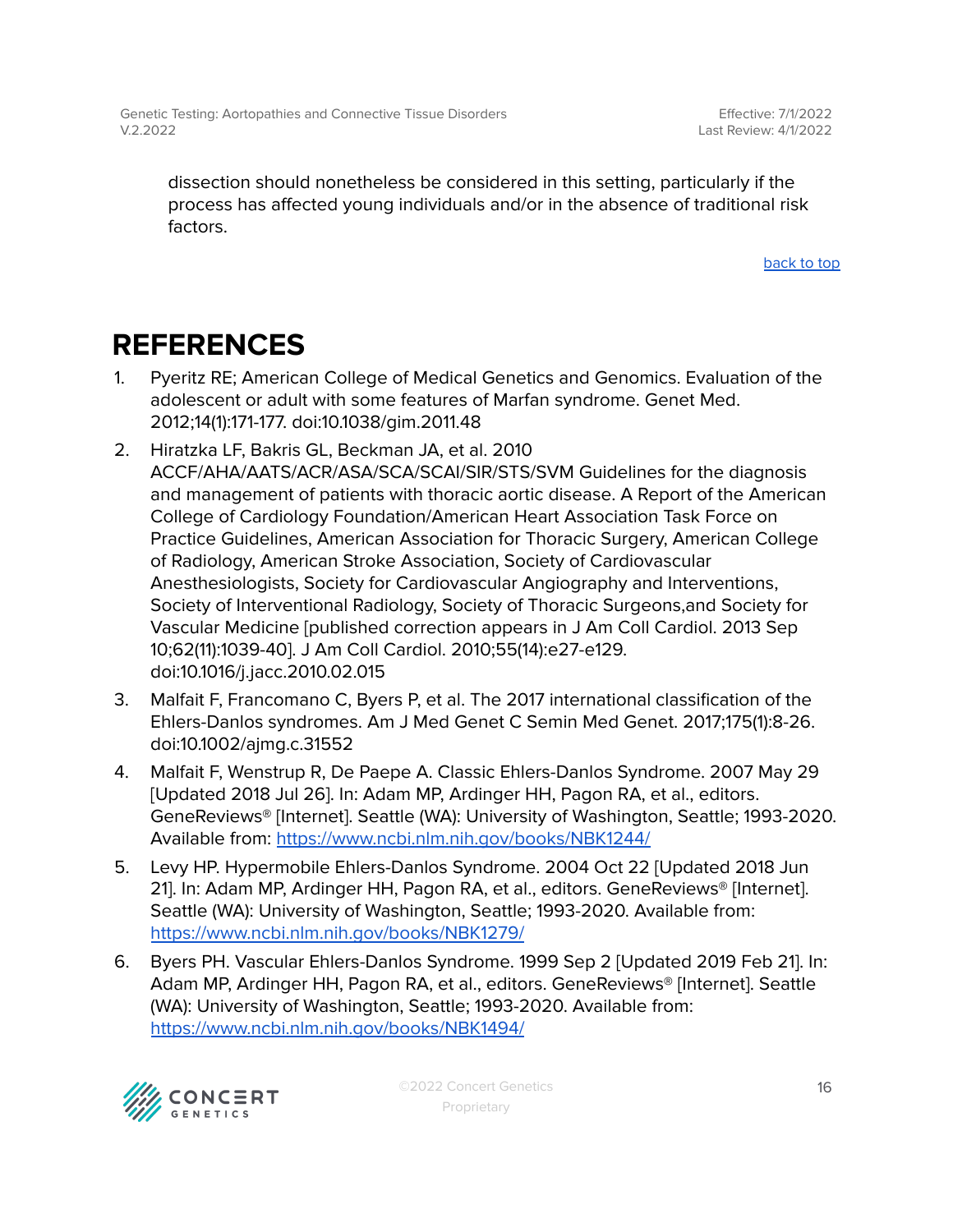dissection should nonetheless be considered in this setting, particularly if the process has affected young individuals and/or in the absence of traditional risk factors.

[back to top](#)

# REFERENCES

1. Pyeritz RE; American College of Medical Genetics and Genomics. Evaluation of the adolescent or adult with some features of Marfan syndrome. Genet Med. 2012;14(1):171-177. doi:10.1038/gim.2011.48
2. Hiratzka LF, Bakris GL, Beckman JA, et al. 2010 ACCF/AHA/AATS/ACR/ASA/SCA/SCAI/SIR/STS/SVM Guidelines for the diagnosis and management of patients with thoracic aortic disease. A Report of the American College of Cardiology Foundation/American Heart Association Task Force on Practice Guidelines, American Association for Thoracic Surgery, American College of Radiology, American Stroke Association, Society of Cardiovascular Anesthesiologists, Society for Cardiovascular Angiography and Interventions, Society of Interventional Radiology, Society of Thoracic Surgeons,and Society for Vascular Medicine [published correction appears in J Am Coll Cardiol. 2013 Sep 10;62(11):1039-40]. J Am Coll Cardiol. 2010;55(14):e27-e129. doi:10.1016/j.jacc.2010.02.015
3. Malfait F, Francomano C, Byers P, et al. The 2017 international classification of the Ehlers-Danlos syndromes. Am J Med Genet C Semin Med Genet. 2017;175(1):8-26. doi:10.1002/ajmg.c.31552
4. Malfait F, Wenstrup R, De Paepe A. Classic Ehlers-Danlos Syndrome. 2007 May 29 [Updated 2018 Jul 26]. In: Adam MP, Ardinger HH, Pagon RA, et al., editors. GeneReviews® [Internet]. Seattle (WA): University of Washington, Seattle; 1993-2020. Available from: [https://www.ncbi.nlm.nih.gov/books/NBK1244/](https://www.ncbi.nlm.nih.gov/books/NBK1244/)
5. Levy HP. Hypermobile Ehlers-Danlos Syndrome. 2004 Oct 22 [Updated 2018 Jun 21]. In: Adam MP, Ardinger HH, Pagon RA, et al., editors. GeneReviews® [Internet]. Seattle (WA): University of Washington, Seattle; 1993-2020. Available from: [https://www.ncbi.nlm.nih.gov/books/NBK1279/](https://www.ncbi.nlm.nih.gov/books/NBK1279/)
6. Byers PH. Vascular Ehlers-Danlos Syndrome. 1999 Sep 2 [Updated 2019 Feb 21]. In: Adam MP, Ardinger HH, Pagon RA, et al., editors. GeneReviews® [Internet]. Seattle (WA): University of Washington, Seattle; 1993-2020. Available from: [https://www.ncbi.nlm.nih.gov/books/NBK1494/](https://www.ncbi.nlm.nih.gov/books/NBK1494/)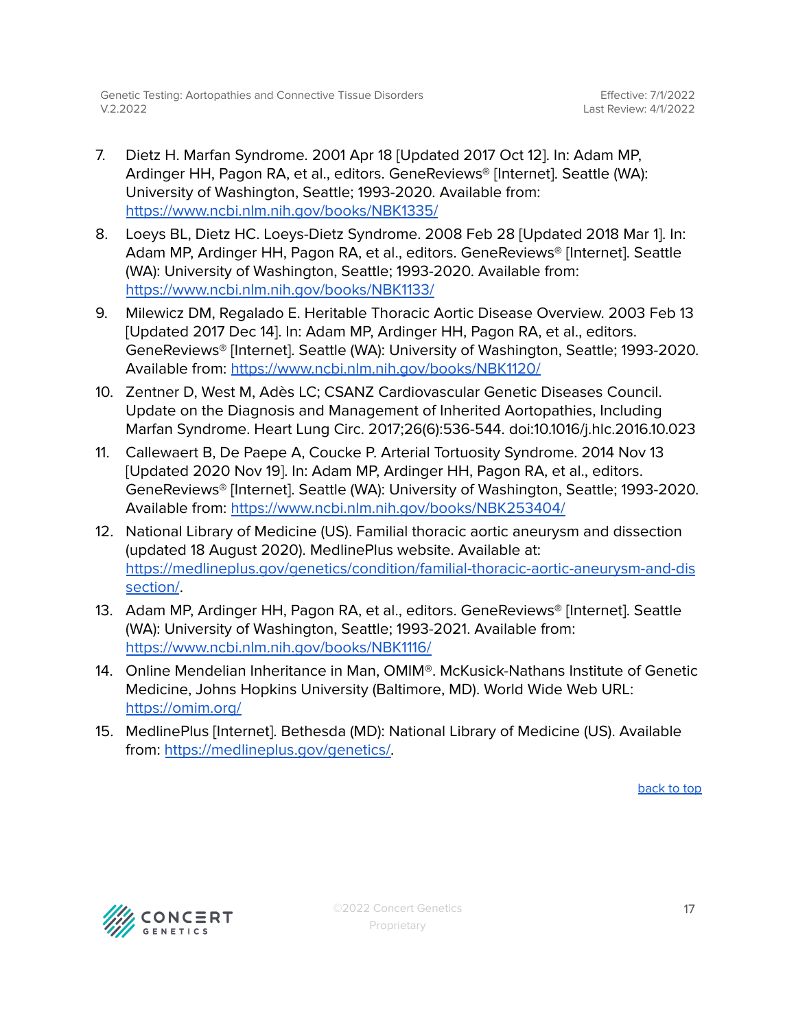7. Dietz H. Marfan Syndrome. 2001 Apr 18 [Updated 2017 Oct 12]. In: Adam MP, Ardinger HH, Pagon RA, et al., editors. GeneReviews® [Internet]. Seattle (WA): University of Washington, Seattle; 1993-2020. Available from: https://www.ncbi.nlm.nih.gov/books/NBK1335/
8. Loeys BL, Dietz HC. Loeys-Dietz Syndrome. 2008 Feb 28 [Updated 2018 Mar 1]. In: Adam MP, Ardinger HH, Pagon RA, et al., editors. GeneReviews® [Internet]. Seattle (WA): University of Washington, Seattle; 1993-2020. Available from: https://www.ncbi.nlm.nih.gov/books/NBK1133/
9. Milewicz DM, Regalado E. Heritable Thoracic Aortic Disease Overview. 2003 Feb 13 [Updated 2017 Dec 14]. In: Adam MP, Ardinger HH, Pagon RA, et al., editors. GeneReviews® [Internet]. Seattle (WA): University of Washington, Seattle; 1993-2020. Available from: https://www.ncbi.nlm.nih.gov/books/NBK1120/
10. Zentner D, West M, Adès LC; CSANZ Cardiovascular Genetic Diseases Council. Update on the Diagnosis and Management of Inherited Aortopathies, Including Marfan Syndrome. Heart Lung Circ. 2017;26(6):536-544. doi:10.1016/j.hlc.2016.10.023
11. Callewaert B, De Paepe A, Coucke P. Arterial Tortuosity Syndrome. 2014 Nov 13 [Updated 2020 Nov 19]. In: Adam MP, Ardinger HH, Pagon RA, et al., editors. GeneReviews® [Internet]. Seattle (WA): University of Washington, Seattle; 1993-2020. Available from: https://www.ncbi.nlm.nih.gov/books/NBK253404/
12. National Library of Medicine (US). Familial thoracic aortic aneurysm and dissection (updated 18 August 2020). MedlinePlus website. Available at: https://medlineplus.gov/genetics/condition/familial-thoracic-aortic-aneurysm-and-dissection/.
13. Adam MP, Ardinger HH, Pagon RA, et al., editors. GeneReviews® [Internet]. Seattle (WA): University of Washington, Seattle; 1993-2021. Available from: https://www.ncbi.nlm.nih.gov/books/NBK1116/
14. Online Mendelian Inheritance in Man, OMIM®. McKusick-Nathans Institute of Genetic Medicine, Johns Hopkins University (Baltimore, MD). World Wide Web URL: https://omim.org/
15. MedlinePlus [Internet]. Bethesda (MD): National Library of Medicine (US). Available from: https://medlineplus.gov/genetics/.

back to top